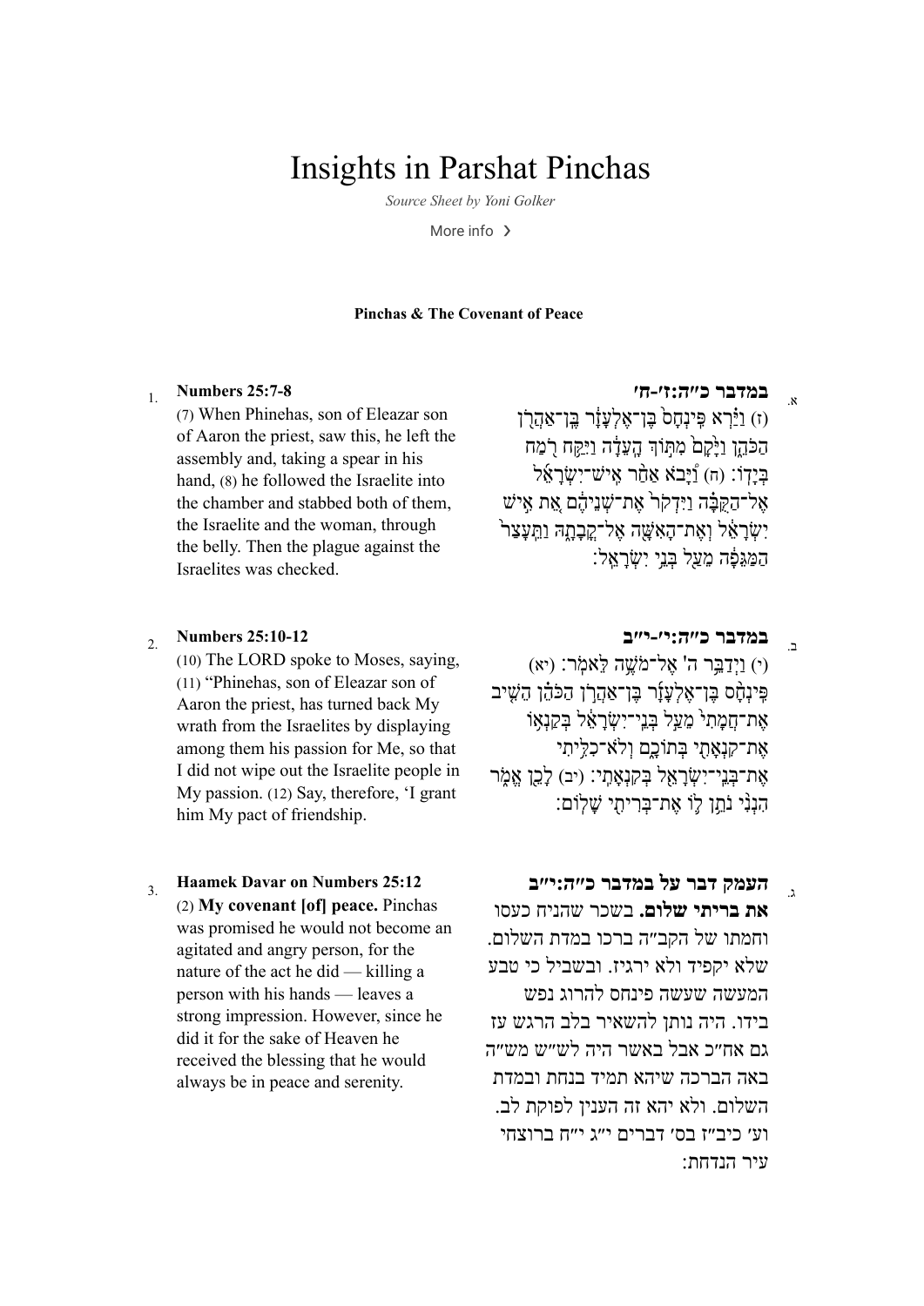# Insights in Parshat Pinchas

*Source Sheet by Yoni Golker*

More info ›

**Pinchas & The Covenant of Peace**

1. **Numbers 25:7-8**

(7) When Phinehas, son of Eleazar son of Aaron the priest, saw this, he left the assembly and, taking a spear in his hand, (8) he followed the Israelite into the chamber and stabbed both of them, the Israelite and the woman, through the belly. Then the plague against the Israelites was checked.

א. **במדבר כ״ה:ז׳-ח׳**

(ז) וַיַּ֗רְא פִּֽינְחָס֙ בֶּן־אֶלְעָזָ֔ר בֶּן־אַהֲרֹ֖ן הַכֹּהֵ֑ן וַיָּ֙קָם֙ מִתּ֣וֹךְ הָֽעֵדָ֔ה וַיִּקַּ֥ח רֹ֖מַח בְּיָדֽוֹ׃ (ח) וַ֠יָּבֹא אַחַ֨ר אִֽישׁ־יִשְׂרָאֵ֜ל אֶל־הַקֻּבָּ֗ה וַיִּדְקֹר֙ אֶת־שְׁנֵיהֶ֔ם אֵ֚ת אִ֣ישׁ יִשְׂרָאֵ֔ל וְאֶת־הָאִשָּׁ֖ה אֶל־קֳבָתָ֑הּ וַתֵּעָצַר֙ הַמַּגֵּפָ֔ה מֵעַ֖ל בְּנֵ֥י יִשְׂרָאֵֽל׃

2. **Numbers 25:10-12**

(10) The LORD spoke to Moses, saying, (11) "Phinehas, son of Eleazar son of Aaron the priest, has turned back My wrath from the Israelites by displaying among them his passion for Me, so that I did not wipe out the Israelite people in My passion. (12) Say, therefore, 'I grant him My pact of friendship.

ב. **במדבר כ״ה:י׳-י״ב**

(י) וַיְדַבֵּ֥ר ה' אֶל־מֹשֶׁ֥ה לֵּאמֹֽר׃ (יא) פִּֽינְחָ֨ס בֶּן־אֶלְעָזָ֜ר בֶּן־אַהֲרֹ֣ן הַכֹּהֵ֗ן הֵשִׁ֤יב אֶת־חֲמָתִי֙ מֵעַ֣ל בְּנֵֽי־יִשְׂרָאֵ֔ל בְּקַנְא֥וֹ אֶת־קִנְאָתִ֖י בְּתוֹכָ֑ם וְלֹא־כִלִּ֥יתִי אֶת־בְּנֵֽי־יִשְׂרָאֵ֖ל בְּקִנְאָתִֽי׃ (יב) לָכֵ֖ן אֱמֹ֑ר הִנְנִ֨י נֹתֵ֥ן ל֛וֹ אֶת־בְּרִיתִ֖י שָׁלֽוֹם׃

3. **Haamek Davar on Numbers 25:12**

(2) **My covenant [of] peace.** Pinchas was promised he would not become an agitated and angry person, for the nature of the act he did — killing a person with his hands — leaves a strong impression. However, since he did it for the sake of Heaven he received the blessing that he would always be in peace and serenity.

ג. **העמק דבר על במדבר כ״ה:י״ב**

**את בריתי שלום.** בשכר שהניח כעסו וחמתו של הקב״ה ברכו במדת השלום. שלא יקפיד ולא ירגיז. ובשביל כי טבע המעשה שעשה פינחס להרוג נפש בידו. היה נותן להשאיר בלב הרגש עז גם אח״כ אבל באשר היה לש״ש משו״ה באה הברכה שיהא תמיד בנחת ובמדת השלום. ולא יהא זה הענין לפוקת לב. וע׳ כיב״ז בס׳ דברים י״ג י״ח ברוצחי עיר הנדחת: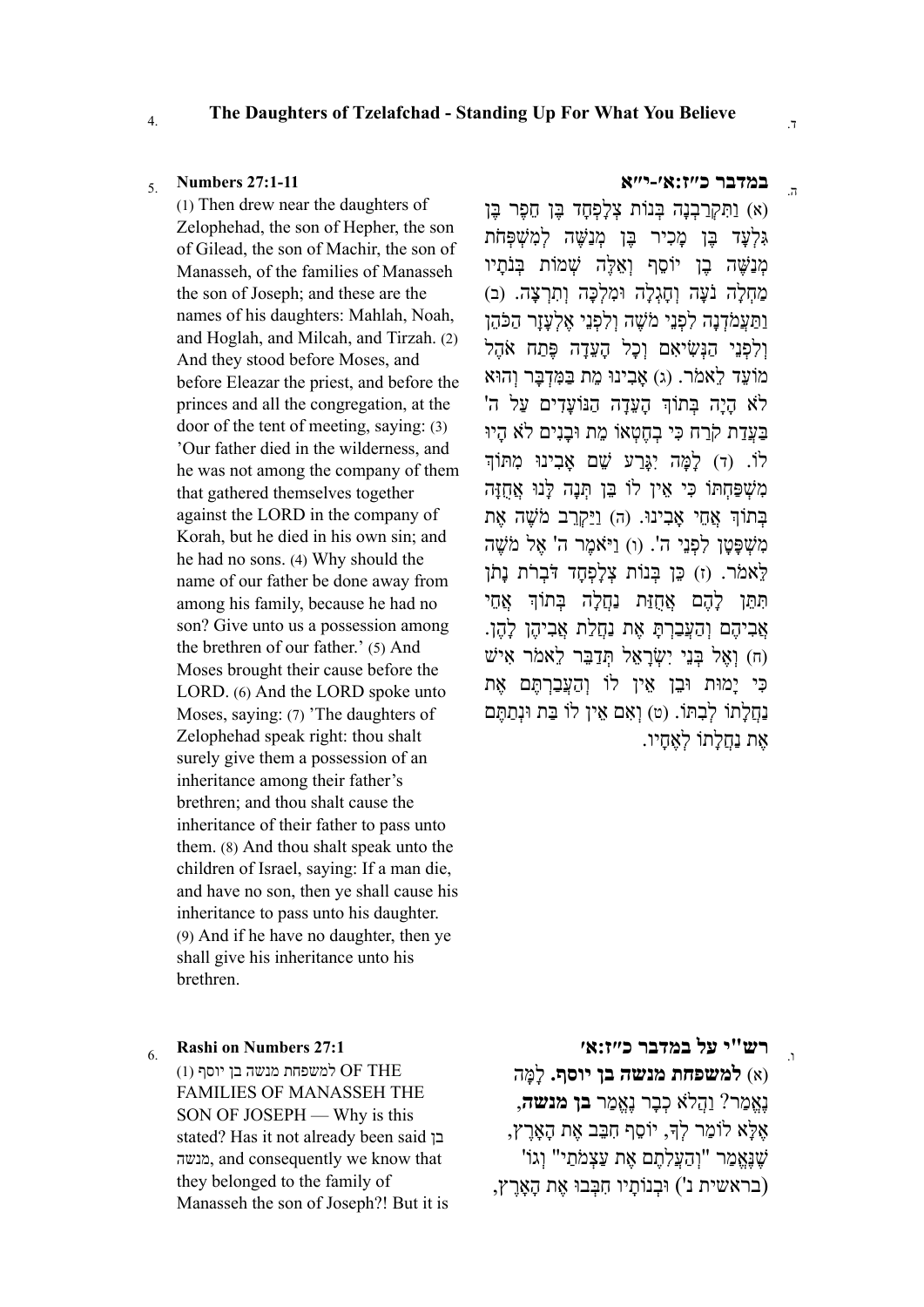## 4. The Daughters of Tzelafchad - Standing Up For What You Believe

ד.

### 5. Numbers 27:1-11

(1) Then drew near the daughters of Zelophehad, the son of Hepher, the son of Gilead, the son of Machir, the son of Manasseh, of the families of Manasseh the son of Joseph; and these are the names of his daughters: Mahlah, Noah, and Hoglah, and Milcah, and Tirzah. (2) And they stood before Moses, and before Eleazar the priest, and before the princes and all the congregation, at the door of the tent of meeting, saying: (3) 'Our father died in the wilderness, and he was not among the company of them that gathered themselves together against the LORD in the company of Korah, but he died in his own sin; and he had no sons. (4) Why should the name of our father be done away from among his family, because he had no son? Give unto us a possession among the brethren of our father.' (5) And Moses brought their cause before the LORD. (6) And the LORD spoke unto Moses, saying: (7) 'The daughters of Zelophehad speak right: thou shalt surely give them a possession of an inheritance among their father's brethren; and thou shalt cause the inheritance of their father to pass unto them. (8) And thou shalt speak unto the children of Israel, saying: If a man die, and have no son, then ye shall cause his inheritance to pass unto his daughter. (9) And if he have no daughter, then ye shall give his inheritance unto his brethren.

### ה. במדבר כ״ז:א׳-י״א

(א) וַתִּקְרַבְנָה בְּנוֹת צְלָפְחָד בֶּן חֵפֶר בֶּן גִּלְעָד בֶּן מָכִיר בֶּן מְנַשֶּׁה לְמִשְׁפְּחֹת מְנַשֶּׁה בֶן יוֹסֵף וְאֵלֶּה שְׁמוֹת בְּנֹתָיו מַחְלָה נֹעָה וְחָגְלָה וּמִלְכָּה וְתִרְצָה. (ב) וַתַּעֲמֹדְנָה לִפְנֵי מֹשֶׁה וְלִפְנֵי אֶלְעָזָר הַכֹּהֵן וְלִפְנֵי הַנְּשִׂיאִם וְכָל הָעֵדָה פֶּתַח אֹהֶל מוֹעֵד לֵאמֹר. (ג) אָבִינוּ מֵת בַּמִּדְבָּר וְהוּא לֹא הָיָה בְּתוֹךְ הָעֵדָה הַנּוֹעָדִים עַל ה' בַּעֲדַת קֹרַח כִּי בְחֶטְאוֹ מֵת וּבָנִים לֹא הָיוּ לוֹ. (ד) לָמָּה יִגָּרַע שֵׁם אָבִינוּ מִתּוֹךְ מִשְׁפַּחְתּוֹ כִּי אֵין לוֹ בֵּן תְּנָה לָּנוּ אֲחֻזָּה בְּתוֹךְ אֲחֵי אָבִינוּ. (ה) וַיַּקְרֵב מֹשֶׁה אֶת מִשְׁפָּטָן לִפְנֵי ה'. (ו) וַיֹּאמֶר ה' אֶל מֹשֶׁה לֵּאמֹר. (ז) כֵּן בְּנוֹת צְלָפְחָד דֹּבְרֹת נָתֹן תִּתֵּן לָהֶם אֲחֻזַּת נַחֲלָה בְּתוֹךְ אֲחֵי אֲבִיהֶם וְהַעֲבַרְתָּ אֶת נַחֲלַת אֲבִיהֶן לָהֶן. (ח) וְאֶל בְּנֵי יִשְׂרָאֵל תְּדַבֵּר לֵאמֹר אִישׁ כִּי יָמוּת וּבֵן אֵין לוֹ וְהַעֲבַרְתֶּם אֶת נַחֲלָתוֹ לְבִתּוֹ. (ט) וְאִם אֵין לוֹ בַּת וּנְתַתֶּם אֶת נַחֲלָתוֹ לְאֶחָיו.

### 6. Rashi on Numbers 27:1

(1) למשפחת מנשה בן יוסף OF THE FAMILIES OF MANASSEH THE SON OF JOSEPH — Why is this stated? Has it not already been said בן מנשה, and consequently we know that they belonged to the family of Manasseh the son of Joseph?! But it is

### ו. רש"י על במדבר כ״ז:א׳

(א) **למשפחת מנשה בן יוסף.** לָמָּה נֶאֱמַר? וַהֲלֹא כְבָר נֶאֱמַר **בֶּן מְנַשֶּׁה**, אֶלָּא לוֹמַר לְךָ, יוֹסֵף חִבֵּב אֶת הָאָרֶץ, שֶׁנֶּאֱמַר "וְהַעֲלִתֶם אֶת עַצְמֹתַי" וְגוֹ' (בראשית נ') וּבְנוֹתָיו חִבְּבוּ אֶת הָאָרֶץ,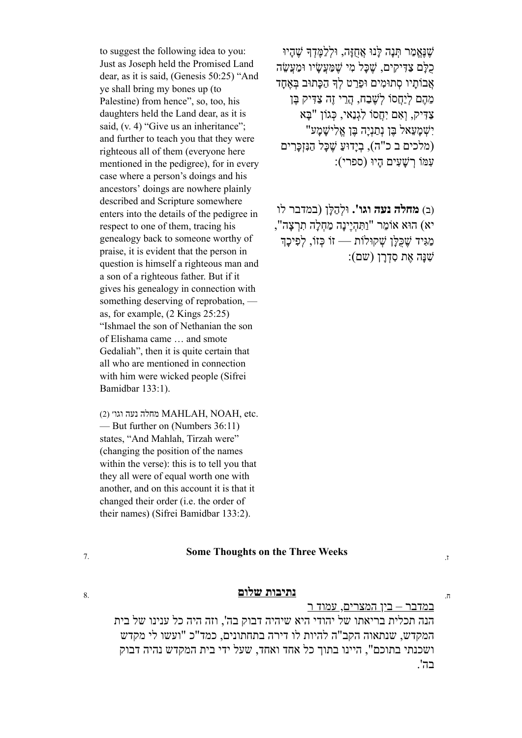שֶׁנֶּאֱמַר תְּנָה לָּנוּ אֲחֻזָּה, וּלְלַמֶּדְךָ שֶׁהָיוּ כֻלָּם צַדִּיקִים, שֶׁכָּל מִי שֶׁמַּעֲשָׂיו וּמַעֲשֵׂה אֲבוֹתָיו סְתוּמִים וּפֵרֵט לְךָ הַכָּתוּב בְּאֶחָד מֵהֶם לְיַחֲסוֹ לְשֶׁבַח, הֲרֵי זֶה צַדִּיק בֶּן צַדִּיק, וְאִם יִחֲסוֹ לִגְנַאי, כְּגוֹן "בָּא יִשְׁמָעֵאל בֶּן נְתַנְיָה בֶּן אֱלִישָׁמָע" (מלכים ב כ"ה), בְּיָדוּעַ שֶׁכָּל הַנִּזְכָּרִים עִמּוֹ רְשָׁעִים הָיוּ (ספרי):

to suggest the following idea to you: Just as Joseph held the Promised Land dear, as it is said, (Genesis 50:25) "And ye shall bring my bones up (to Palestine) from hence", so, too, his daughters held the Land dear, as it is said, (v. 4) "Give us an inheritance"; and further to teach you that they were righteous all of them (everyone here mentioned in the pedigree), for in every case where a person's doings and his ancestors' doings are nowhere plainly described and Scripture somewhere enters into the details of the pedigree in respect to one of them, tracing his genealogy back to someone worthy of praise, it is evident that the person in question is himself a righteous man and a son of a righteous father. But if it gives his genealogy in connection with something deserving of reprobation, — as, for example, (2 Kings 25:25) "Ishmael the son of Nethanian the son of Elishama came … and smote Gedaliah", then it is quite certain that all who are mentioned in connection with him were wicked people (Sifrei Bamidbar 133:1).

(ב) **מחלה נעה וגו'.** וּלְהַלָּן (במדבר לו יא) הוּא אוֹמֵר "וַתִּהְיֶינָה מַחְלָה תִרְצָה", מַגִּיד שֶׁכֻּלָּן שְׁקוּלוֹת — זוֹ כְּזוֹ, לְפִיכָךְ שִׁנָּה אֶת סִדְרָן (שם):

(2) מחלה נעה וגו' MAHLAH, NOAH, etc. — But further on (Numbers 36:11) states, "And Mahlah, Tirzah were" (changing the position of the names within the verse): this is to tell you that they all were of equal worth one with another, and on this account it is that it changed their order (i.e. the order of their names) (Sifrei Bamidbar 133:2).

7. ז.

## Some Thoughts on the Three Weeks

8. ח.

## **נתיבות שלום**

במדבר – בין המצרים, עמוד ר

הנה תכלית בריאתו של יהודי היא שיהיה דבוק בה', וזה היה כל ענינו של בית המקדש, שנתאוה הקב"ה להיות לו דירה בתחתונים, כמד"כ "ועשו לי מקדש ושכנתי בתוכם", היינו בתוך כל אחד ואחד, שעל ידי בית המקדש נהיה דבוק בה'.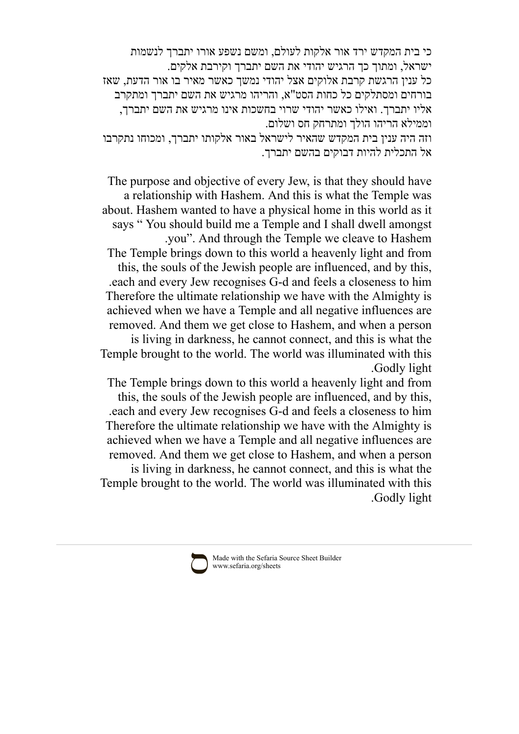כי בית המקדש ירד אור אלקות לעולם, ומשם נשפע אורו יתברך לנשמות ישראל, ומתוך כך הרגיש יהודי את השם יתברך וקירבת אלקים.
כל ענין הרגשת קרבת אלוקים אצל יהודי נמשך כאשר מאיר בו אור הדעת, שאז בורחים ומסתלקים כל כחות הסט"א, והריהו מרגיש את השם יתברך ומתקרב אליו יתברך. ואילו כאשר יהודי שרוי בחשכות אינו מרגיש את השם יתברך, וממילא הריהו הולך ומתרחק חס ושלום.
וזה היה ענין בית המקדש שהאיר לישראל באור אלקותו יתברך, ומכוחו נתקרבו אל התכלית להיות דבוקים בהשם יתברך.

The purpose and objective of every Jew, is that they should have a relationship with Hashem. And this is what the Temple was about. Hashem wanted to have a physical home in this world as it says " You should build me a Temple and I shall dwell amongst you". And through the Temple we cleave to Hashem.

The Temple brings down to this world a heavenly light and from this, the souls of the Jewish people are influenced, and by this, each and every Jew recognises G-d and feels a closeness to him.
Therefore the ultimate relationship we have with the Almighty is achieved when we have a Temple and all negative influences are removed. And them we get close to Hashem, and when a person is living in darkness, he cannot connect, and this is what the Temple brought to the world. The world was illuminated with this Godly light.

The Temple brings down to this world a heavenly light and from this, the souls of the Jewish people are influenced, and by this, each and every Jew recognises G-d and feels a closeness to him.
Therefore the ultimate relationship we have with the Almighty is achieved when we have a Temple and all negative influences are removed. And them we get close to Hashem, and when a person is living in darkness, he cannot connect, and this is what the Temple brought to the world. The world was illuminated with this Godly light.

Made with the Sefaria Source Sheet Builder
www.sefaria.org/sheets